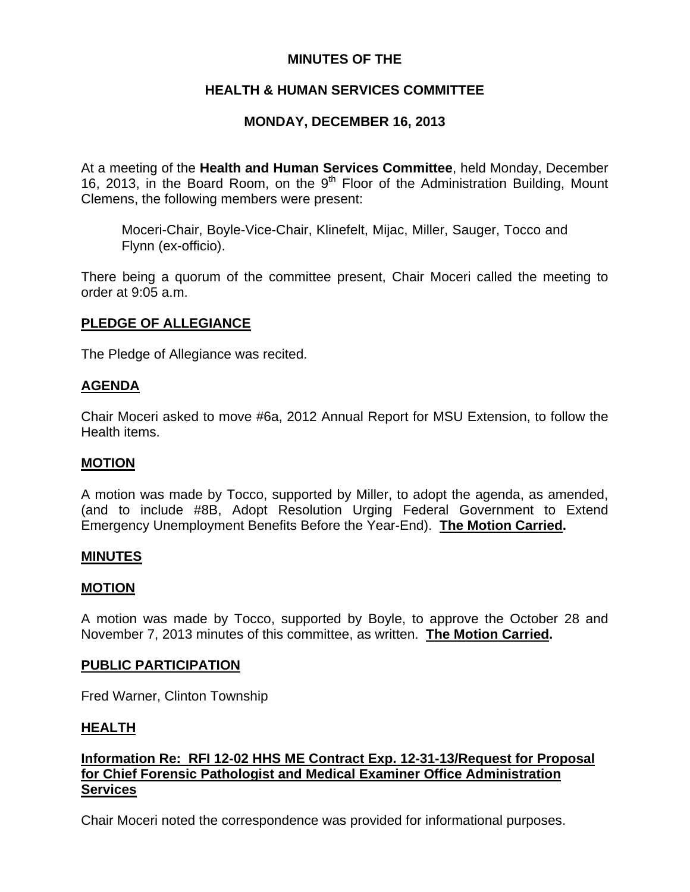# MINUTES OF THE

# HEALTH & HUMAN SERVICES COMMITTEE

# MONDAY, DECEMBER 16, 2013

At a meeting of the **Health and Human Services Committee**, held Monday, December 16, 2013, in the Board Room, on the 9th Floor of the Administration Building, Mount Clemens, the following members were present:

> Moceri-Chair, Boyle-Vice-Chair, Klinefelt, Mijac, Miller, Sauger, Tocco and Flynn (ex-officio).

There being a quorum of the committee present, Chair Moceri called the meeting to order at 9:05 a.m.

## PLEDGE OF ALLEGIANCE

The Pledge of Allegiance was recited.

## AGENDA

Chair Moceri asked to move #6a, 2012 Annual Report for MSU Extension, to follow the Health items.

## MOTION

A motion was made by Tocco, supported by Miller, to adopt the agenda, as amended, (and to include #8B, Adopt Resolution Urging Federal Government to Extend Emergency Unemployment Benefits Before the Year-End). **The Motion Carried.**

## MINUTES

## MOTION

A motion was made by Tocco, supported by Boyle, to approve the October 28 and November 7, 2013 minutes of this committee, as written. **The Motion Carried.**

## PUBLIC PARTICIPATION

Fred Warner, Clinton Township

## HEALTH

### Information Re: RFI 12-02 HHS ME Contract Exp. 12-31-13/Request for Proposal for Chief Forensic Pathologist and Medical Examiner Office Administration Services

Chair Moceri noted the correspondence was provided for informational purposes.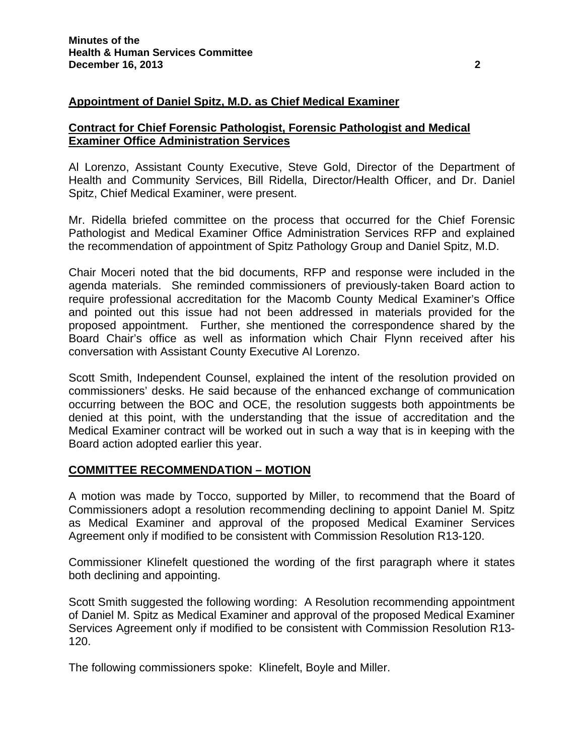**Appointment of Daniel Spitz, M.D. as Chief Medical Examiner**

**Contract for Chief Forensic Pathologist, Forensic Pathologist and Medical Examiner Office Administration Services**

Al Lorenzo, Assistant County Executive, Steve Gold, Director of the Department of Health and Community Services, Bill Ridella, Director/Health Officer, and Dr. Daniel Spitz, Chief Medical Examiner, were present.

Mr. Ridella briefed committee on the process that occurred for the Chief Forensic Pathologist and Medical Examiner Office Administration Services RFP and explained the recommendation of appointment of Spitz Pathology Group and Daniel Spitz, M.D.

Chair Moceri noted that the bid documents, RFP and response were included in the agenda materials. She reminded commissioners of previously-taken Board action to require professional accreditation for the Macomb County Medical Examiner's Office and pointed out this issue had not been addressed in materials provided for the proposed appointment. Further, she mentioned the correspondence shared by the Board Chair's office as well as information which Chair Flynn received after his conversation with Assistant County Executive Al Lorenzo.

Scott Smith, Independent Counsel, explained the intent of the resolution provided on commissioners' desks. He said because of the enhanced exchange of communication occurring between the BOC and OCE, the resolution suggests both appointments be denied at this point, with the understanding that the issue of accreditation and the Medical Examiner contract will be worked out in such a way that is in keeping with the Board action adopted earlier this year.

**COMMITTEE RECOMMENDATION – MOTION**

A motion was made by Tocco, supported by Miller, to recommend that the Board of Commissioners adopt a resolution recommending declining to appoint Daniel M. Spitz as Medical Examiner and approval of the proposed Medical Examiner Services Agreement only if modified to be consistent with Commission Resolution R13-120.

Commissioner Klinefelt questioned the wording of the first paragraph where it states both declining and appointing.

Scott Smith suggested the following wording: A Resolution recommending appointment of Daniel M. Spitz as Medical Examiner and approval of the proposed Medical Examiner Services Agreement only if modified to be consistent with Commission Resolution R13-120.

The following commissioners spoke: Klinefelt, Boyle and Miller.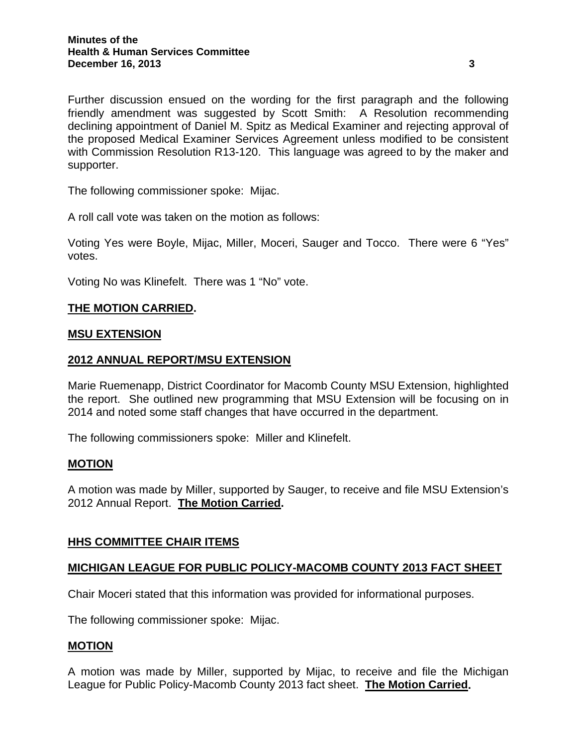Further discussion ensued on the wording for the first paragraph and the following friendly amendment was suggested by Scott Smith: A Resolution recommending declining appointment of Daniel M. Spitz as Medical Examiner and rejecting approval of the proposed Medical Examiner Services Agreement unless modified to be consistent with Commission Resolution R13-120. This language was agreed to by the maker and supporter.

The following commissioner spoke: Mijac.

A roll call vote was taken on the motion as follows:

Voting Yes were Boyle, Mijac, Miller, Moceri, Sauger and Tocco. There were 6 "Yes" votes.

Voting No was Klinefelt. There was 1 "No" vote.

**THE MOTION CARRIED.**

## MSU EXTENSION

### 2012 ANNUAL REPORT/MSU EXTENSION

Marie Ruemenapp, District Coordinator for Macomb County MSU Extension, highlighted the report. She outlined new programming that MSU Extension will be focusing on in 2014 and noted some staff changes that have occurred in the department.

The following commissioners spoke: Miller and Klinefelt.

### MOTION

A motion was made by Miller, supported by Sauger, to receive and file MSU Extension's 2012 Annual Report. **The Motion Carried.**

## HHS COMMITTEE CHAIR ITEMS

### MICHIGAN LEAGUE FOR PUBLIC POLICY-MACOMB COUNTY 2013 FACT SHEET

Chair Moceri stated that this information was provided for informational purposes.

The following commissioner spoke: Mijac.

### MOTION

A motion was made by Miller, supported by Mijac, to receive and file the Michigan League for Public Policy-Macomb County 2013 fact sheet. **The Motion Carried.**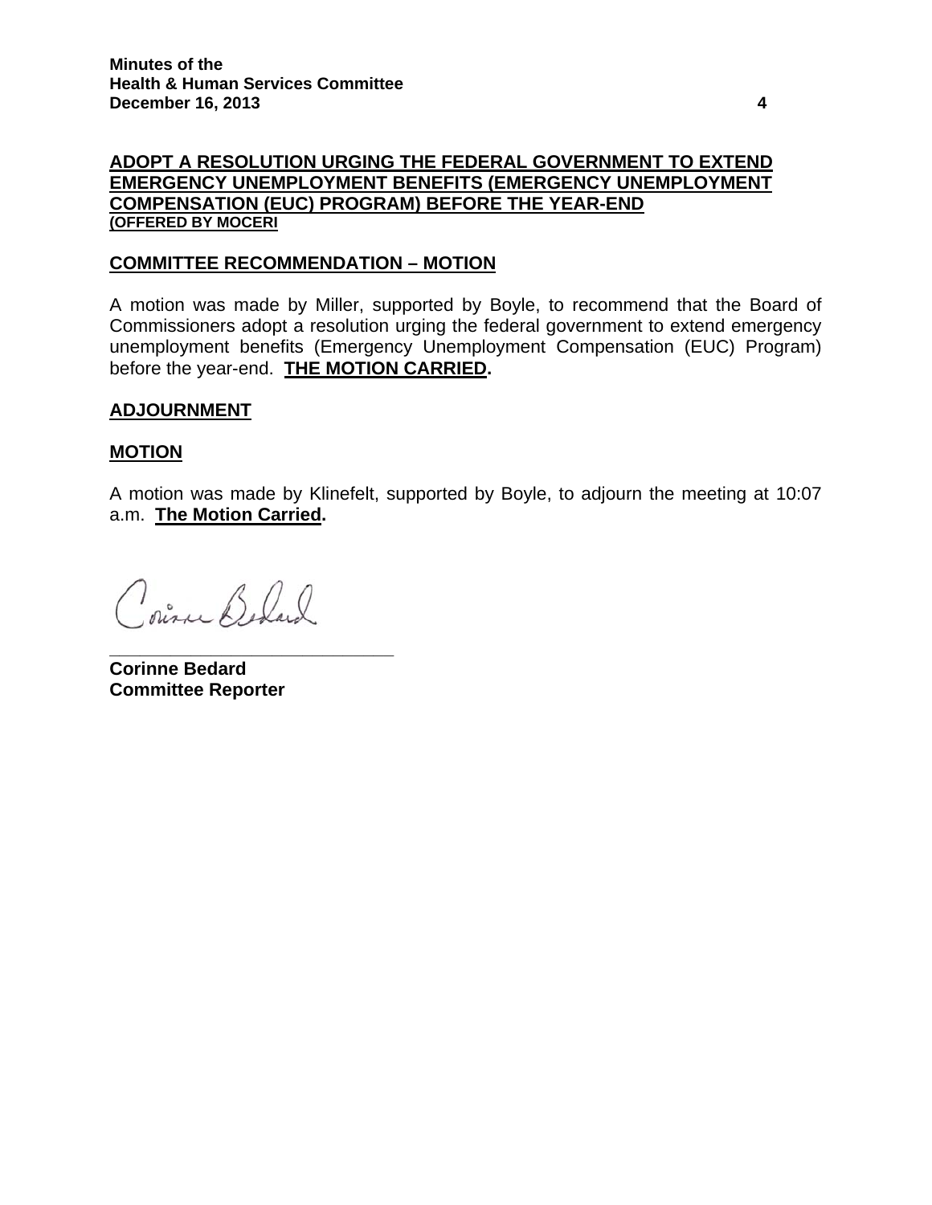**ADOPT A RESOLUTION URGING THE FEDERAL GOVERNMENT TO EXTEND EMERGENCY UNEMPLOYMENT BENEFITS (EMERGENCY UNEMPLOYMENT COMPENSATION (EUC) PROGRAM) BEFORE THE YEAR-END**
**(OFFERED BY MOCERI**

**COMMITTEE RECOMMENDATION – MOTION**

A motion was made by Miller, supported by Boyle, to recommend that the Board of Commissioners adopt a resolution urging the federal government to extend emergency unemployment benefits (Emergency Unemployment Compensation (EUC) Program) before the year-end. **THE MOTION CARRIED.**

**ADJOURNMENT**

**MOTION**

A motion was made by Klinefelt, supported by Boyle, to adjourn the meeting at 10:07 a.m. **The Motion Carried.**

Corinne Bedard

\_\_\_\_\_\_\_\_\_\_\_\_\_\_\_\_\_\_\_\_\_\_\_\_\_\_\_\_\_\_

**Corinne Bedard**
**Committee Reporter**